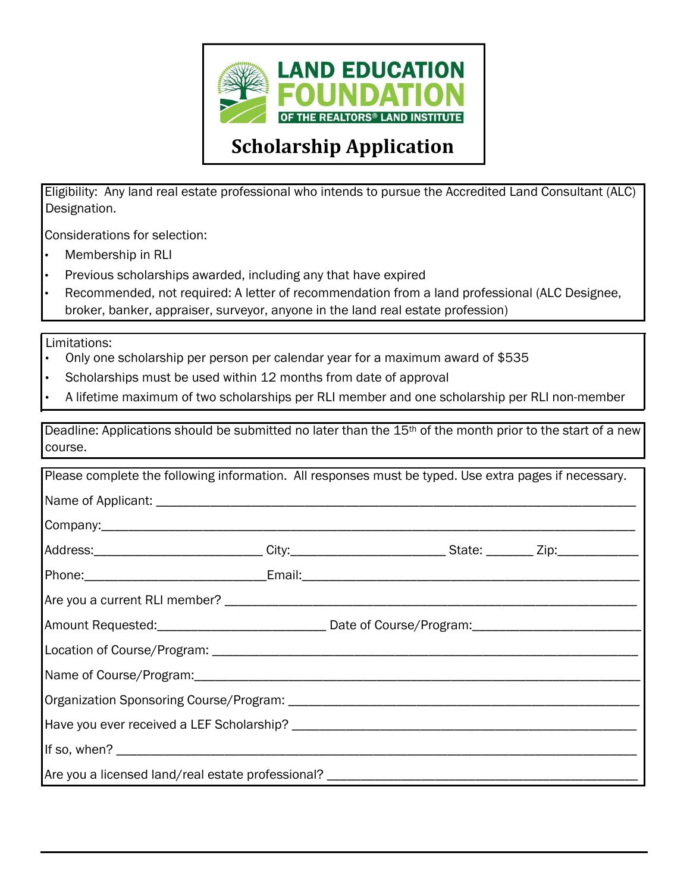# LAND EDUCATION FOUNDATION

OF THE REALTORS® LAND INSTITUTE

## Scholarship Application

Eligibility: Any land real estate professional who intends to pursue the Accredited Land Consultant (ALC) Designation.

Considerations for selection:

- Membership in RLI
- Previous scholarships awarded, including any that have expired
- Recommended, not required: A letter of recommendation from a land professional (ALC Designee, broker, banker, appraiser, surveyor, anyone in the land real estate profession)

Limitations:

- Only one scholarship per person per calendar year for a maximum award of $535
- Scholarships must be used within 12 months from date of approval
- A lifetime maximum of two scholarships per RLI member and one scholarship per RLI non-member

Deadline: Applications should be submitted no later than the 15th of the month prior to the start of a new course.

Please complete the following information. All responses must be typed. Use extra pages if necessary.

Name of Applicant: ______________________________

Company: ______________________________

Address: ______________ City: ______________ State: ________ Zip: ____________

Phone: ______________ Email: ______________________________

Are you a current RLI member? ______________________________

Amount Requested: ______________ Date of Course/Program: ______________

Location of Course/Program: ______________________________

Name of Course/Program: ______________________________

Organization Sponsoring Course/Program: ______________________________

Have you ever received a LEF Scholarship? ______________________________

If so, when? ______________________________

Are you a licensed land/real estate professional? ______________________________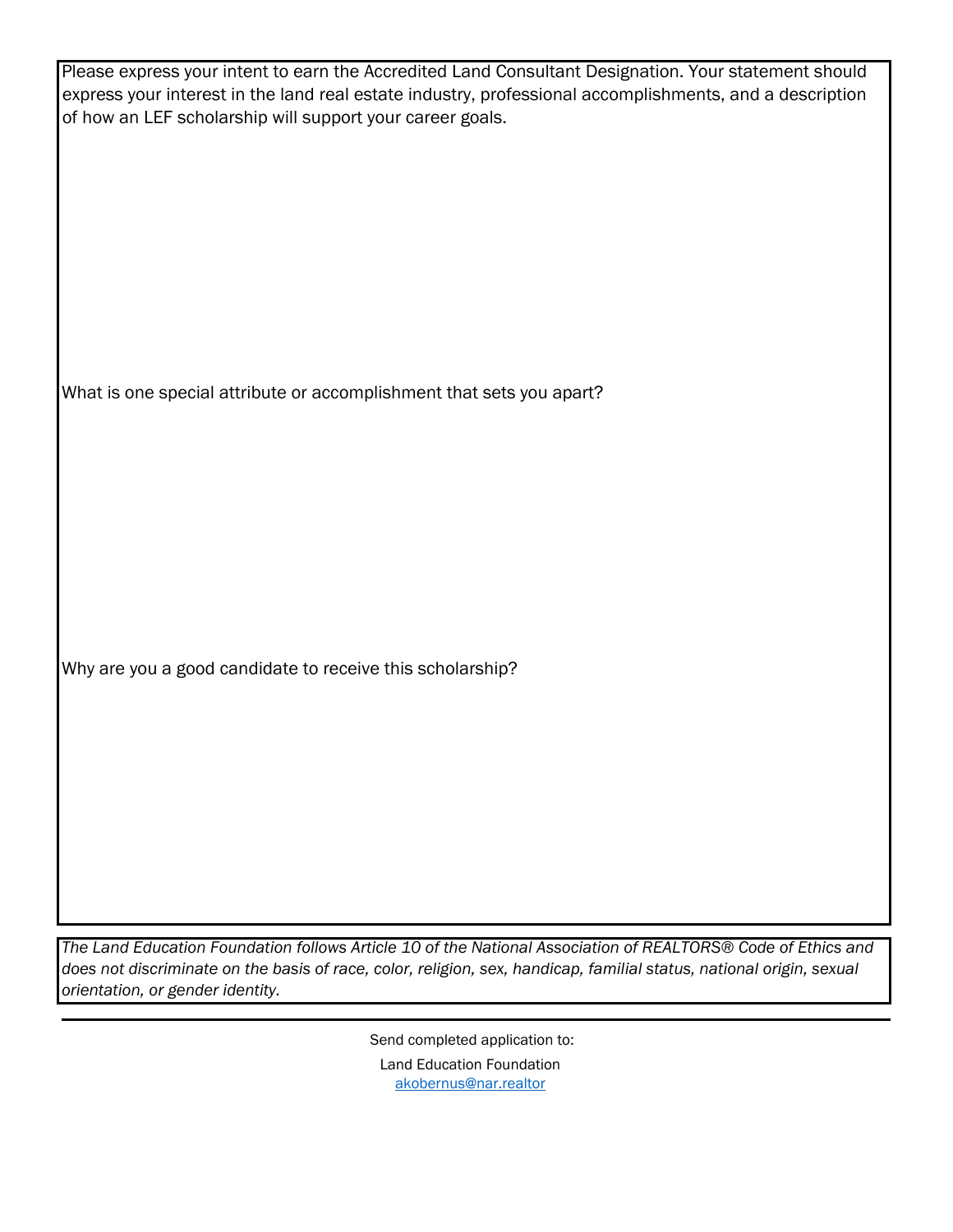Please express your intent to earn the Accredited Land Consultant Designation. Your statement should express your interest in the land real estate industry, professional accomplishments, and a description of how an LEF scholarship will support your career goals.

What is one special attribute or accomplishment that sets you apart?

Why are you a good candidate to receive this scholarship?

*The Land Education Foundation follows Article 10 of the National Association of REALTORS® Code of Ethics and does not discriminate on the basis of race, color, religion, sex, handicap, familial status, national origin, sexual orientation, or gender identity.*

---

Send completed application to:

Land Education Foundation
akobernus@nar.realtor